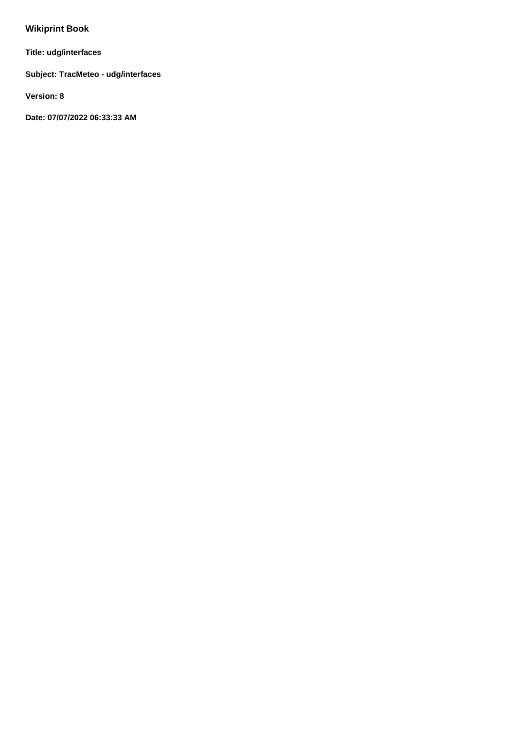# Wikiprint Book

**Title: udg/interfaces**

**Subject: TracMeteo - udg/interfaces**

**Version: 8**

**Date: 07/07/2022 06:33:33 AM**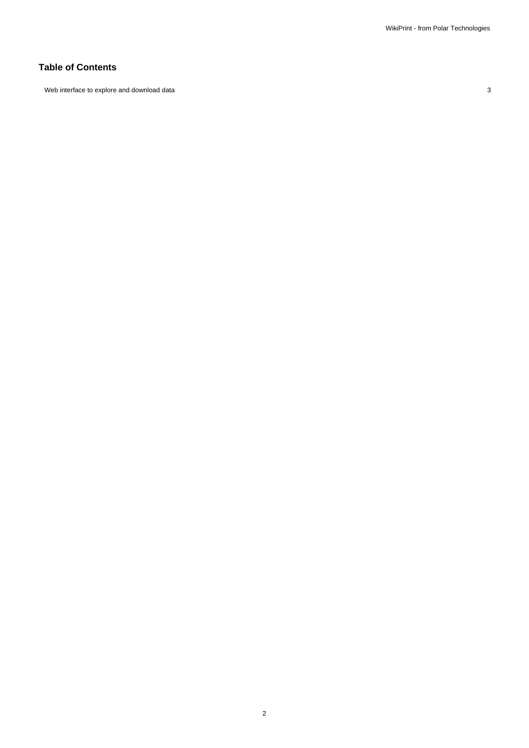## Table of Contents

Web interface to explore and download data 3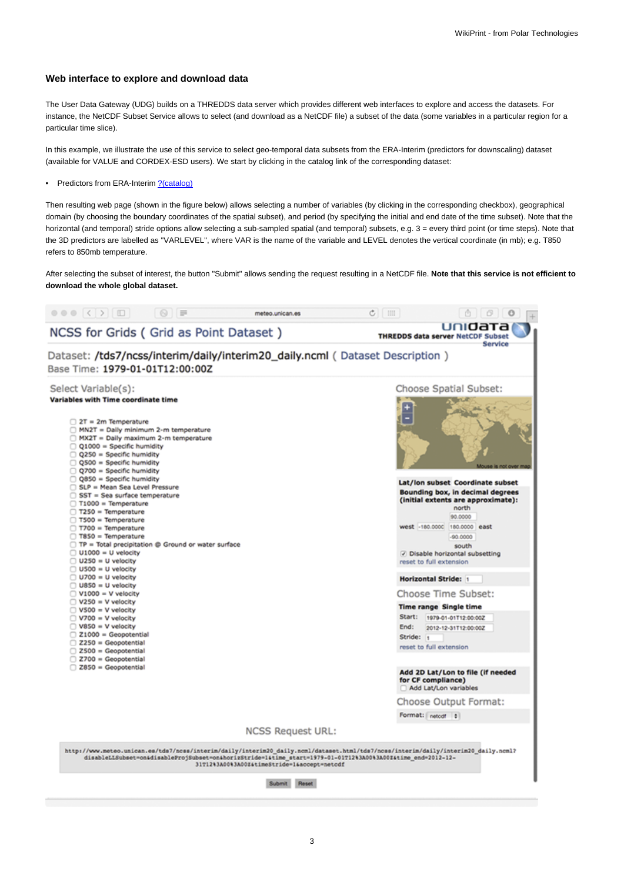### Web interface to explore and download data

The User Data Gateway (UDG) builds on a THREDDS data server which provides different web interfaces to explore and access the datasets. For instance, the NetCDF Subset Service allows to select (and download as a NetCDF file) a subset of the data (some variables in a particular region for a particular time slice).

In this example, we illustrate the use of this service to select geo-temporal data subsets from the ERA-Interim (predictors for downscaling) dataset (available for VALUE and CORDEX-ESD users). We start by clicking in the catalog link of the corresponding dataset:

- Predictors from ERA-Interim ?(catalog)

Then resulting web page (shown in the figure below) allows selecting a number of variables (by clicking in the corresponding checkbox), geographical domain (by choosing the boundary coordinates of the spatial subset), and period (by specifying the initial and end date of the time subset). Note that the horizontal (and temporal) stride options allow selecting a sub-sampled spatial (and temporal) subsets, e.g. 3 = every third point (or time steps). Note that the 3D predictors are labelled as "VARLEVEL", where VAR is the name of the variable and LEVEL denotes the vertical coordinate (in mb); e.g. T850 refers to 850mb temperature.

After selecting the subset of interest, the button "Submit" allows sending the request resulting in a NetCDF file. **Note that this service is not efficient to download the whole global dataset.**